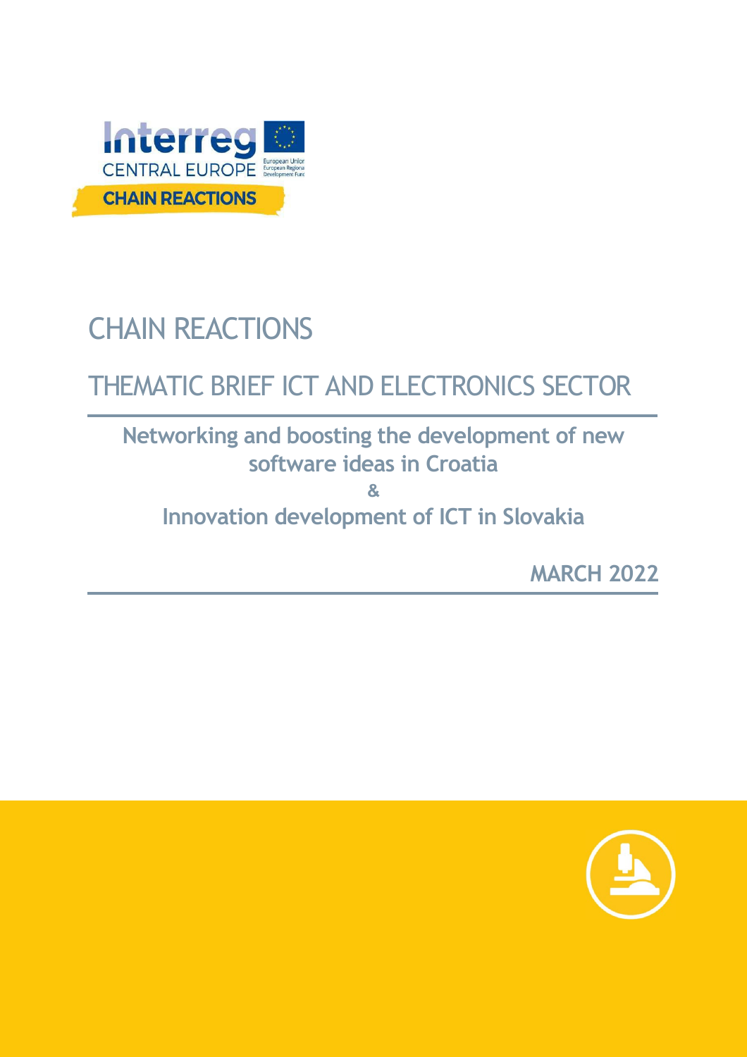# CHAIN REACTIONS

## THEMATIC BRIEF ICT AND ELECTRONICS SECTOR

**Networking and boosting the development of new software ideas in Croatia**

**&**

**Innovation development of ICT in Slovakia**

**MARCH 2022**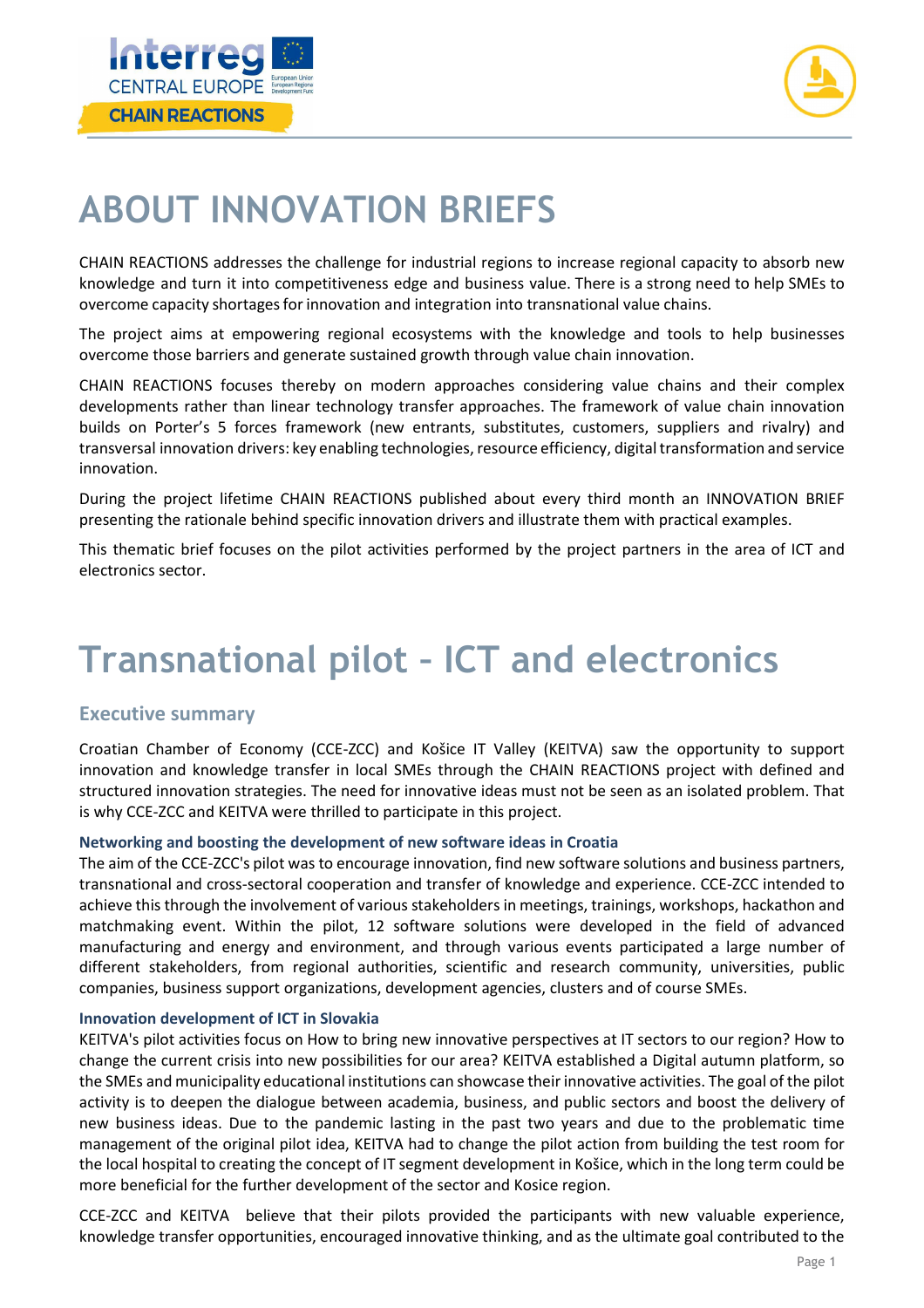# ABOUT INNOVATION BRIEFS

CHAIN REACTIONS addresses the challenge for industrial regions to increase regional capacity to absorb new knowledge and turn it into competitiveness edge and business value. There is a strong need to help SMEs to overcome capacity shortages for innovation and integration into transnational value chains.

The project aims at empowering regional ecosystems with the knowledge and tools to help businesses overcome those barriers and generate sustained growth through value chain innovation.

CHAIN REACTIONS focuses thereby on modern approaches considering value chains and their complex developments rather than linear technology transfer approaches. The framework of value chain innovation builds on Porter's 5 forces framework (new entrants, substitutes, customers, suppliers and rivalry) and transversal innovation drivers: key enabling technologies, resource efficiency, digital transformation and service innovation.

During the project lifetime CHAIN REACTIONS published about every third month an INNOVATION BRIEF presenting the rationale behind specific innovation drivers and illustrate them with practical examples.

This thematic brief focuses on the pilot activities performed by the project partners in the area of ICT and electronics sector.

# Transnational pilot – ICT and electronics

## Executive summary

Croatian Chamber of Economy (CCE-ZCC) and Košice IT Valley (KEITVA) saw the opportunity to support innovation and knowledge transfer in local SMEs through the CHAIN REACTIONS project with defined and structured innovation strategies. The need for innovative ideas must not be seen as an isolated problem. That is why CCE-ZCC and KEITVA were thrilled to participate in this project.

### Networking and boosting the development of new software ideas in Croatia

The aim of the CCE-ZCC's pilot was to encourage innovation, find new software solutions and business partners, transnational and cross-sectoral cooperation and transfer of knowledge and experience. CCE-ZCC intended to achieve this through the involvement of various stakeholders in meetings, trainings, workshops, hackathon and matchmaking event. Within the pilot, 12 software solutions were developed in the field of advanced manufacturing and energy and environment, and through various events participated a large number of different stakeholders, from regional authorities, scientific and research community, universities, public companies, business support organizations, development agencies, clusters and of course SMEs.

### Innovation development of ICT in Slovakia

KEITVA's pilot activities focus on How to bring new innovative perspectives at IT sectors to our region? How to change the current crisis into new possibilities for our area? KEITVA established a Digital autumn platform, so the SMEs and municipality educational institutions can showcase their innovative activities. The goal of the pilot activity is to deepen the dialogue between academia, business, and public sectors and boost the delivery of new business ideas. Due to the pandemic lasting in the past two years and due to the problematic time management of the original pilot idea, KEITVA had to change the pilot action from building the test room for the local hospital to creating the concept of IT segment development in Košice, which in the long term could be more beneficial for the further development of the sector and Kosice region.

CCE-ZCC and KEITVA believe that their pilots provided the participants with new valuable experience, knowledge transfer opportunities, encouraged innovative thinking, and as the ultimate goal contributed to the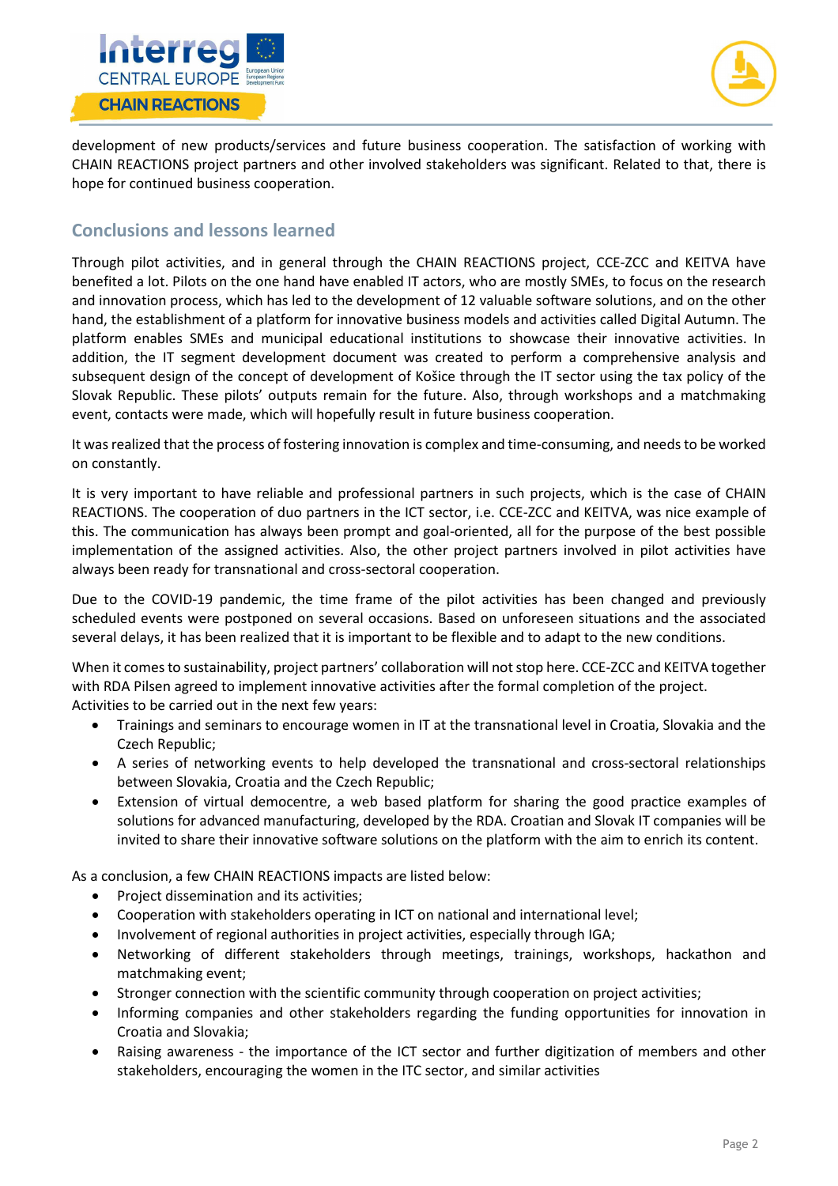development of new products/services and future business cooperation. The satisfaction of working with CHAIN REACTIONS project partners and other involved stakeholders was significant. Related to that, there is hope for continued business cooperation.

## Conclusions and lessons learned

Through pilot activities, and in general through the CHAIN REACTIONS project, CCE-ZCC and KEITVA have benefited a lot. Pilots on the one hand have enabled IT actors, who are mostly SMEs, to focus on the research and innovation process, which has led to the development of 12 valuable software solutions, and on the other hand, the establishment of a platform for innovative business models and activities called Digital Autumn. The platform enables SMEs and municipal educational institutions to showcase their innovative activities. In addition, the IT segment development document was created to perform a comprehensive analysis and subsequent design of the concept of development of Košice through the IT sector using the tax policy of the Slovak Republic. These pilots' outputs remain for the future. Also, through workshops and a matchmaking event, contacts were made, which will hopefully result in future business cooperation.

It was realized that the process of fostering innovation is complex and time-consuming, and needs to be worked on constantly.

It is very important to have reliable and professional partners in such projects, which is the case of CHAIN REACTIONS. The cooperation of duo partners in the ICT sector, i.e. CCE-ZCC and KEITVA, was nice example of this. The communication has always been prompt and goal-oriented, all for the purpose of the best possible implementation of the assigned activities. Also, the other project partners involved in pilot activities have always been ready for transnational and cross-sectoral cooperation.

Due to the COVID-19 pandemic, the time frame of the pilot activities has been changed and previously scheduled events were postponed on several occasions. Based on unforeseen situations and the associated several delays, it has been realized that it is important to be flexible and to adapt to the new conditions.

When it comes to sustainability, project partners' collaboration will not stop here. CCE-ZCC and KEITVA together with RDA Pilsen agreed to implement innovative activities after the formal completion of the project.
Activities to be carried out in the next few years:

- Trainings and seminars to encourage women in IT at the transnational level in Croatia, Slovakia and the Czech Republic;
- A series of networking events to help developed the transnational and cross-sectoral relationships between Slovakia, Croatia and the Czech Republic;
- Extension of virtual democentre, a web based platform for sharing the good practice examples of solutions for advanced manufacturing, developed by the RDA. Croatian and Slovak IT companies will be invited to share their innovative software solutions on the platform with the aim to enrich its content.

As a conclusion, a few CHAIN REACTIONS impacts are listed below:

- Project dissemination and its activities;
- Cooperation with stakeholders operating in ICT on national and international level;
- Involvement of regional authorities in project activities, especially through IGA;
- Networking of different stakeholders through meetings, trainings, workshops, hackathon and matchmaking event;
- Stronger connection with the scientific community through cooperation on project activities;
- Informing companies and other stakeholders regarding the funding opportunities for innovation in Croatia and Slovakia;
- Raising awareness - the importance of the ICT sector and further digitization of members and other stakeholders, encouraging the women in the ITC sector, and similar activities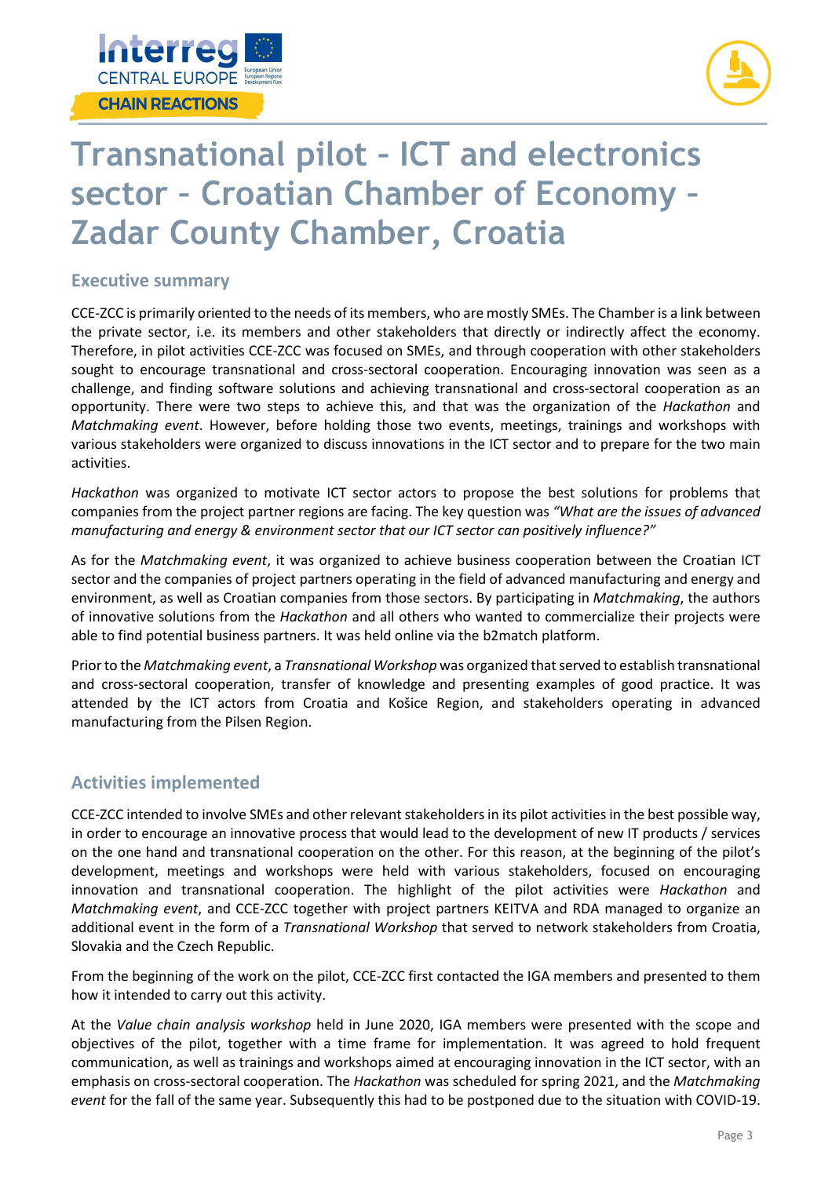# Transnational pilot – ICT and electronics sector – Croatian Chamber of Economy – Zadar County Chamber, Croatia

## Executive summary

CCE-ZCC is primarily oriented to the needs of its members, who are mostly SMEs. The Chamber is a link between the private sector, i.e. its members and other stakeholders that directly or indirectly affect the economy. Therefore, in pilot activities CCE-ZCC was focused on SMEs, and through cooperation with other stakeholders sought to encourage transnational and cross-sectoral cooperation. Encouraging innovation was seen as a challenge, and finding software solutions and achieving transnational and cross-sectoral cooperation as an opportunity. There were two steps to achieve this, and that was the organization of the *Hackathon* and *Matchmaking event*. However, before holding those two events, meetings, trainings and workshops with various stakeholders were organized to discuss innovations in the ICT sector and to prepare for the two main activities.

*Hackathon* was organized to motivate ICT sector actors to propose the best solutions for problems that companies from the project partner regions are facing. The key question was *"What are the issues of advanced manufacturing and energy & environment sector that our ICT sector can positively influence?"*

As for the *Matchmaking event*, it was organized to achieve business cooperation between the Croatian ICT sector and the companies of project partners operating in the field of advanced manufacturing and energy and environment, as well as Croatian companies from those sectors. By participating in *Matchmaking*, the authors of innovative solutions from the *Hackathon* and all others who wanted to commercialize their projects were able to find potential business partners. It was held online via the b2match platform.

Prior to the *Matchmaking event*, a *Transnational Workshop* was organized that served to establish transnational and cross-sectoral cooperation, transfer of knowledge and presenting examples of good practice. It was attended by the ICT actors from Croatia and Košice Region, and stakeholders operating in advanced manufacturing from the Pilsen Region.

## Activities implemented

CCE-ZCC intended to involve SMEs and other relevant stakeholders in its pilot activities in the best possible way, in order to encourage an innovative process that would lead to the development of new IT products / services on the one hand and transnational cooperation on the other. For this reason, at the beginning of the pilot's development, meetings and workshops were held with various stakeholders, focused on encouraging innovation and transnational cooperation. The highlight of the pilot activities were *Hackathon* and *Matchmaking event*, and CCE-ZCC together with project partners KEITVA and RDA managed to organize an additional event in the form of a *Transnational Workshop* that served to network stakeholders from Croatia, Slovakia and the Czech Republic.

From the beginning of the work on the pilot, CCE-ZCC first contacted the IGA members and presented to them how it intended to carry out this activity.

At the *Value chain analysis workshop* held in June 2020, IGA members were presented with the scope and objectives of the pilot, together with a time frame for implementation. It was agreed to hold frequent communication, as well as trainings and workshops aimed at encouraging innovation in the ICT sector, with an emphasis on cross-sectoral cooperation. The *Hackathon* was scheduled for spring 2021, and the *Matchmaking event* for the fall of the same year. Subsequently this had to be postponed due to the situation with COVID-19.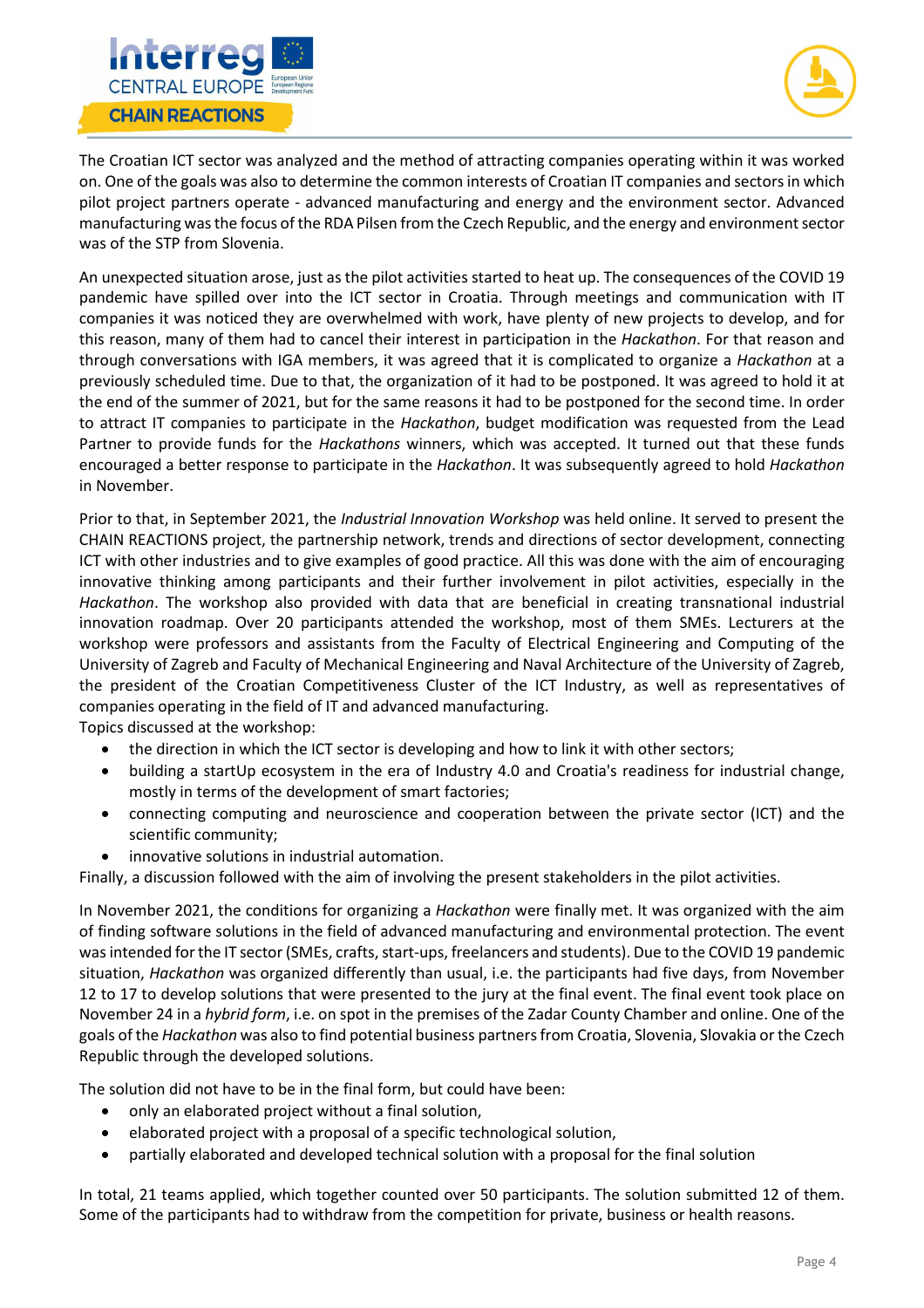The Croatian ICT sector was analyzed and the method of attracting companies operating within it was worked on. One of the goals was also to determine the common interests of Croatian IT companies and sectors in which pilot project partners operate - advanced manufacturing and energy and the environment sector. Advanced manufacturing was the focus of the RDA Pilsen from the Czech Republic, and the energy and environment sector was of the STP from Slovenia.

An unexpected situation arose, just as the pilot activities started to heat up. The consequences of the COVID 19 pandemic have spilled over into the ICT sector in Croatia. Through meetings and communication with IT companies it was noticed they are overwhelmed with work, have plenty of new projects to develop, and for this reason, many of them had to cancel their interest in participation in the *Hackathon*. For that reason and through conversations with IGA members, it was agreed that it is complicated to organize a *Hackathon* at a previously scheduled time. Due to that, the organization of it had to be postponed. It was agreed to hold it at the end of the summer of 2021, but for the same reasons it had to be postponed for the second time. In order to attract IT companies to participate in the *Hackathon*, budget modification was requested from the Lead Partner to provide funds for the *Hackathons* winners, which was accepted. It turned out that these funds encouraged a better response to participate in the *Hackathon*. It was subsequently agreed to hold *Hackathon* in November.

Prior to that, in September 2021, the *Industrial Innovation Workshop* was held online. It served to present the CHAIN REACTIONS project, the partnership network, trends and directions of sector development, connecting ICT with other industries and to give examples of good practice. All this was done with the aim of encouraging innovative thinking among participants and their further involvement in pilot activities, especially in the *Hackathon*. The workshop also provided with data that are beneficial in creating transnational industrial innovation roadmap. Over 20 participants attended the workshop, most of them SMEs. Lecturers at the workshop were professors and assistants from the Faculty of Electrical Engineering and Computing of the University of Zagreb and Faculty of Mechanical Engineering and Naval Architecture of the University of Zagreb, the president of the Croatian Competitiveness Cluster of the ICT Industry, as well as representatives of companies operating in the field of IT and advanced manufacturing.
Topics discussed at the workshop:

- the direction in which the ICT sector is developing and how to link it with other sectors;
- building a startUp ecosystem in the era of Industry 4.0 and Croatia's readiness for industrial change, mostly in terms of the development of smart factories;
- connecting computing and neuroscience and cooperation between the private sector (ICT) and the scientific community;
- innovative solutions in industrial automation.

Finally, a discussion followed with the aim of involving the present stakeholders in the pilot activities.

In November 2021, the conditions for organizing a *Hackathon* were finally met. It was organized with the aim of finding software solutions in the field of advanced manufacturing and environmental protection. The event was intended for the IT sector (SMEs, crafts, start-ups, freelancers and students). Due to the COVID 19 pandemic situation, *Hackathon* was organized differently than usual, i.e. the participants had five days, from November 12 to 17 to develop solutions that were presented to the jury at the final event. The final event took place on November 24 in a *hybrid form*, i.e. on spot in the premises of the Zadar County Chamber and online. One of the goals of the *Hackathon* was also to find potential business partners from Croatia, Slovenia, Slovakia or the Czech Republic through the developed solutions.

The solution did not have to be in the final form, but could have been:

- only an elaborated project without a final solution,
- elaborated project with a proposal of a specific technological solution,
- partially elaborated and developed technical solution with a proposal for the final solution

In total, 21 teams applied, which together counted over 50 participants. The solution submitted 12 of them. Some of the participants had to withdraw from the competition for private, business or health reasons.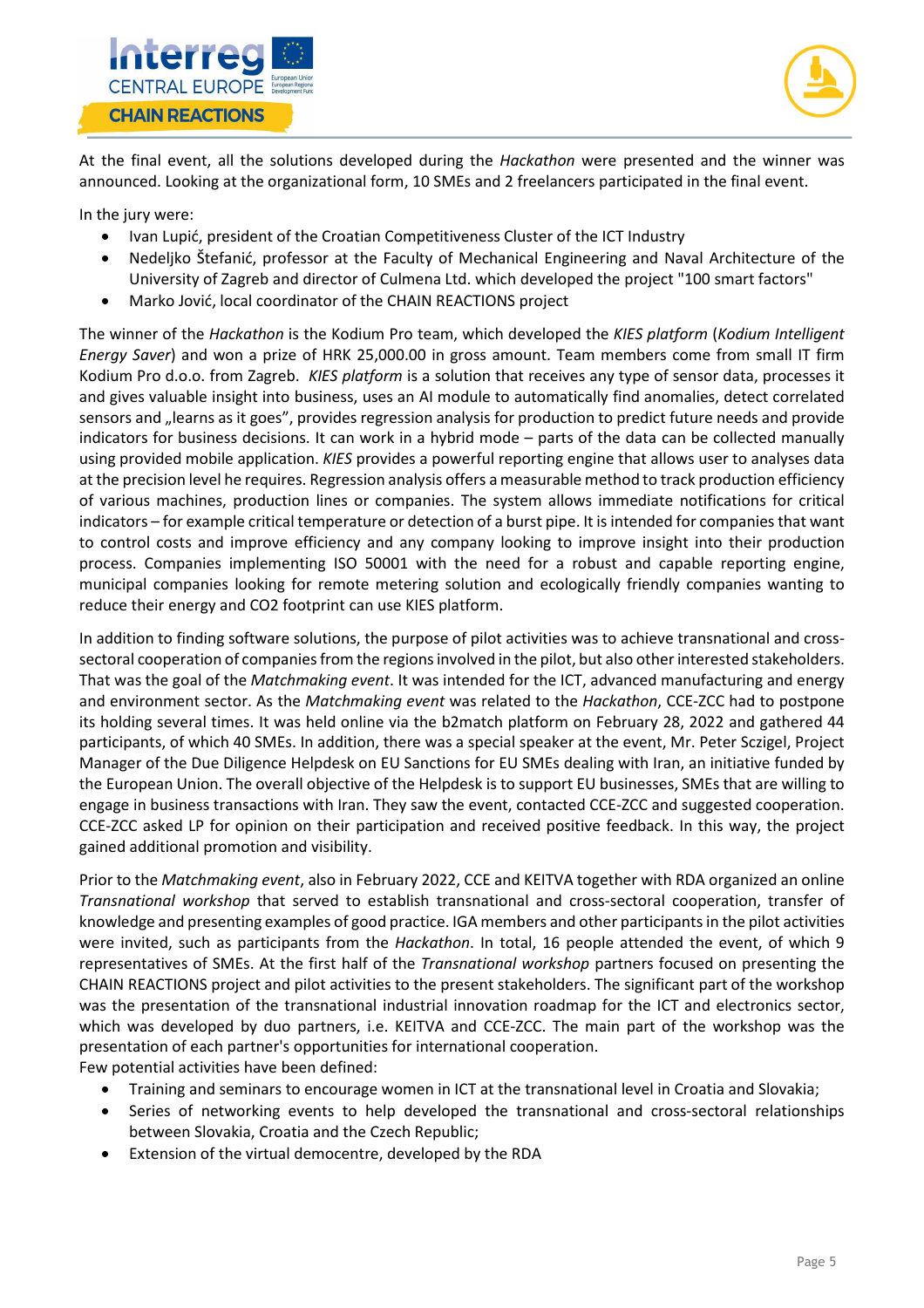At the final event, all the solutions developed during the *Hackathon* were presented and the winner was announced. Looking at the organizational form, 10 SMEs and 2 freelancers participated in the final event.

In the jury were:

- Ivan Lupić, president of the Croatian Competitiveness Cluster of the ICT Industry
- Nedeljko Štefanić, professor at the Faculty of Mechanical Engineering and Naval Architecture of the University of Zagreb and director of Culmena Ltd. which developed the project "100 smart factors"
- Marko Jović, local coordinator of the CHAIN REACTIONS project

The winner of the *Hackathon* is the Kodium Pro team, which developed the *KIES platform* (*Kodium Intelligent Energy Saver*) and won a prize of HRK 25,000.00 in gross amount. Team members come from small IT firm Kodium Pro d.o.o. from Zagreb. *KIES platform* is a solution that receives any type of sensor data, processes it and gives valuable insight into business, uses an AI module to automatically find anomalies, detect correlated sensors and „learns as it goes", provides regression analysis for production to predict future needs and provide indicators for business decisions. It can work in a hybrid mode – parts of the data can be collected manually using provided mobile application. *KIES* provides a powerful reporting engine that allows user to analyses data at the precision level he requires. Regression analysis offers a measurable method to track production efficiency of various machines, production lines or companies. The system allows immediate notifications for critical indicators – for example critical temperature or detection of a burst pipe. It is intended for companies that want to control costs and improve efficiency and any company looking to improve insight into their production process. Companies implementing ISO 50001 with the need for a robust and capable reporting engine, municipal companies looking for remote metering solution and ecologically friendly companies wanting to reduce their energy and CO2 footprint can use KIES platform.

In addition to finding software solutions, the purpose of pilot activities was to achieve transnational and cross-sectoral cooperation of companies from the regions involved in the pilot, but also other interested stakeholders. That was the goal of the *Matchmaking event*. It was intended for the ICT, advanced manufacturing and energy and environment sector. As the *Matchmaking event* was related to the *Hackathon*, CCE-ZCC had to postpone its holding several times. It was held online via the b2match platform on February 28, 2022 and gathered 44 participants, of which 40 SMEs. In addition, there was a special speaker at the event, Mr. Peter Sczigel, Project Manager of the Due Diligence Helpdesk on EU Sanctions for EU SMEs dealing with Iran, an initiative funded by the European Union. The overall objective of the Helpdesk is to support EU businesses, SMEs that are willing to engage in business transactions with Iran. They saw the event, contacted CCE-ZCC and suggested cooperation. CCE-ZCC asked LP for opinion on their participation and received positive feedback. In this way, the project gained additional promotion and visibility.

Prior to the *Matchmaking event*, also in February 2022, CCE and KEITVA together with RDA organized an online *Transnational workshop* that served to establish transnational and cross-sectoral cooperation, transfer of knowledge and presenting examples of good practice. IGA members and other participants in the pilot activities were invited, such as participants from the *Hackathon*. In total, 16 people attended the event, of which 9 representatives of SMEs. At the first half of the *Transnational workshop* partners focused on presenting the CHAIN REACTIONS project and pilot activities to the present stakeholders. The significant part of the workshop was the presentation of the transnational industrial innovation roadmap for the ICT and electronics sector, which was developed by duo partners, i.e. KEITVA and CCE-ZCC. The main part of the workshop was the presentation of each partner's opportunities for international cooperation.
Few potential activities have been defined:

- Training and seminars to encourage women in ICT at the transnational level in Croatia and Slovakia;
- Series of networking events to help developed the transnational and cross-sectoral relationships between Slovakia, Croatia and the Czech Republic;
- Extension of the virtual democentre, developed by the RDA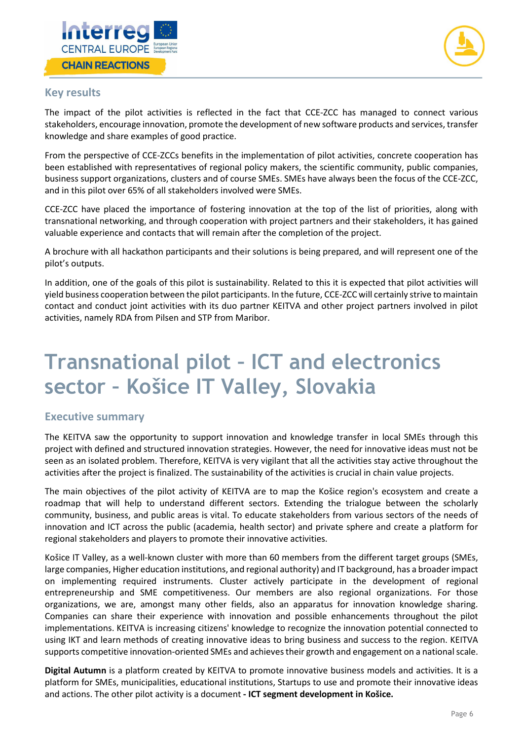## Key results

The impact of the pilot activities is reflected in the fact that CCE-ZCC has managed to connect various stakeholders, encourage innovation, promote the development of new software products and services, transfer knowledge and share examples of good practice.

From the perspective of CCE-ZCCs benefits in the implementation of pilot activities, concrete cooperation has been established with representatives of regional policy makers, the scientific community, public companies, business support organizations, clusters and of course SMEs. SMEs have always been the focus of the CCE-ZCC, and in this pilot over 65% of all stakeholders involved were SMEs.

CCE-ZCC have placed the importance of fostering innovation at the top of the list of priorities, along with transnational networking, and through cooperation with project partners and their stakeholders, it has gained valuable experience and contacts that will remain after the completion of the project.

A brochure with all hackathon participants and their solutions is being prepared, and will represent one of the pilot's outputs.

In addition, one of the goals of this pilot is sustainability. Related to this it is expected that pilot activities will yield business cooperation between the pilot participants. In the future, CCE-ZCC will certainly strive to maintain contact and conduct joint activities with its duo partner KEITVA and other project partners involved in pilot activities, namely RDA from Pilsen and STP from Maribor.

# Transnational pilot – ICT and electronics sector – Košice IT Valley, Slovakia

## Executive summary

The KEITVA saw the opportunity to support innovation and knowledge transfer in local SMEs through this project with defined and structured innovation strategies. However, the need for innovative ideas must not be seen as an isolated problem. Therefore, KEITVA is very vigilant that all the activities stay active throughout the activities after the project is finalized. The sustainability of the activities is crucial in chain value projects.

The main objectives of the pilot activity of KEITVA are to map the Košice region's ecosystem and create a roadmap that will help to understand different sectors. Extending the trialogue between the scholarly community, business, and public areas is vital. To educate stakeholders from various sectors of the needs of innovation and ICT across the public (academia, health sector) and private sphere and create a platform for regional stakeholders and players to promote their innovative activities.

Košice IT Valley, as a well-known cluster with more than 60 members from the different target groups (SMEs, large companies, Higher education institutions, and regional authority) and IT background, has a broader impact on implementing required instruments. Cluster actively participate in the development of regional entrepreneurship and SME competitiveness. Our members are also regional organizations. For those organizations, we are, amongst many other fields, also an apparatus for innovation knowledge sharing. Companies can share their experience with innovation and possible enhancements throughout the pilot implementations. KEITVA is increasing citizens' knowledge to recognize the innovation potential connected to using IKT and learn methods of creating innovative ideas to bring business and success to the region. KEITVA supports competitive innovation-oriented SMEs and achieves their growth and engagement on a national scale.

**Digital Autumn** is a platform created by KEITVA to promote innovative business models and activities. It is a platform for SMEs, municipalities, educational institutions, Startups to use and promote their innovative ideas and actions. The other pilot activity is a document **- ICT segment development in Košice.**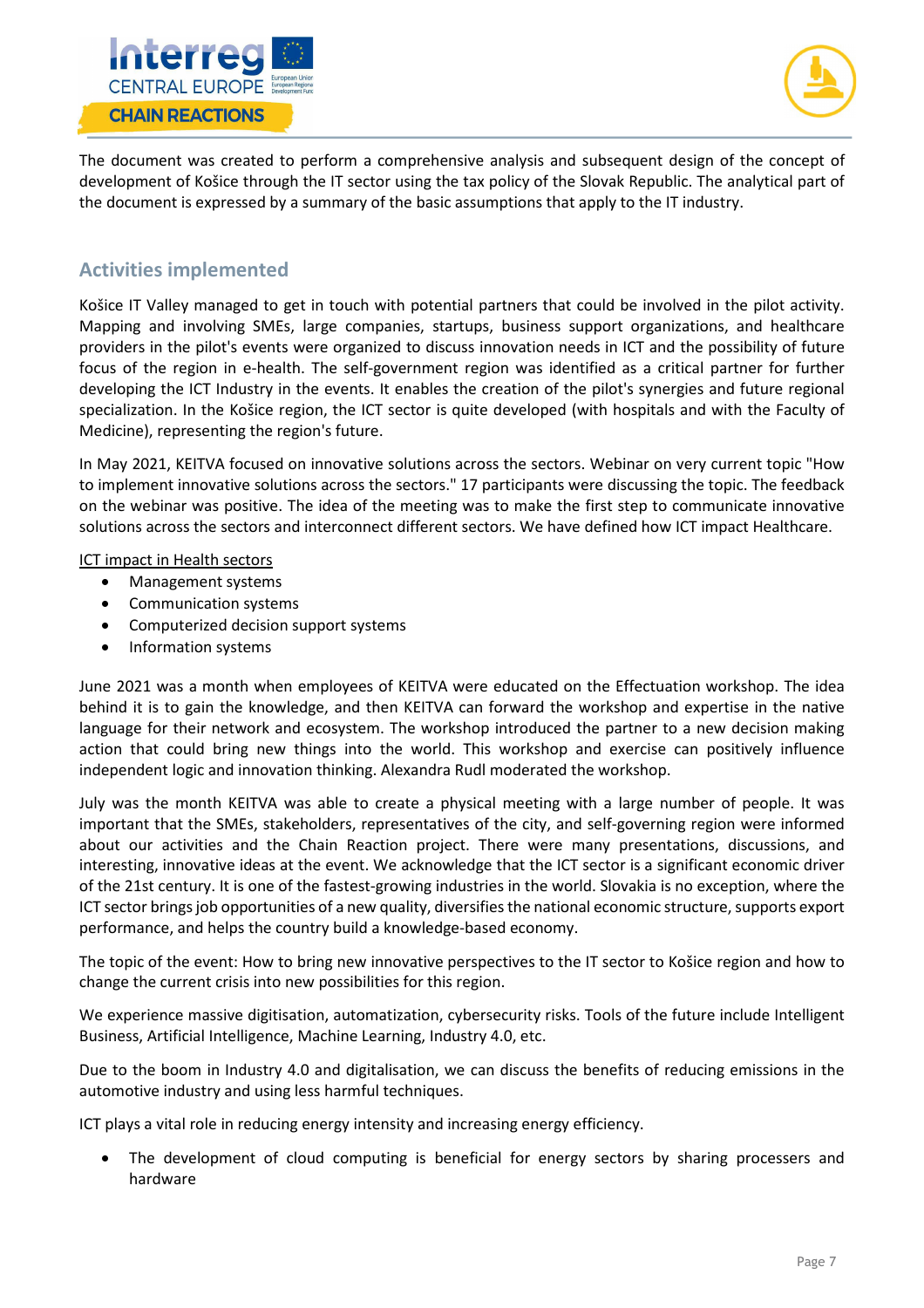The document was created to perform a comprehensive analysis and subsequent design of the concept of development of Košice through the IT sector using the tax policy of the Slovak Republic. The analytical part of the document is expressed by a summary of the basic assumptions that apply to the IT industry.

## Activities implemented

Košice IT Valley managed to get in touch with potential partners that could be involved in the pilot activity. Mapping and involving SMEs, large companies, startups, business support organizations, and healthcare providers in the pilot's events were organized to discuss innovation needs in ICT and the possibility of future focus of the region in e-health. The self-government region was identified as a critical partner for further developing the ICT Industry in the events. It enables the creation of the pilot's synergies and future regional specialization. In the Košice region, the ICT sector is quite developed (with hospitals and with the Faculty of Medicine), representing the region's future.

In May 2021, KEITVA focused on innovative solutions across the sectors. Webinar on very current topic "How to implement innovative solutions across the sectors." 17 participants were discussing the topic. The feedback on the webinar was positive. The idea of the meeting was to make the first step to communicate innovative solutions across the sectors and interconnect different sectors. We have defined how ICT impact Healthcare.

<u>ICT impact in Health sectors</u>

- Management systems
- Communication systems
- Computerized decision support systems
- Information systems

June 2021 was a month when employees of KEITVA were educated on the Effectuation workshop. The idea behind it is to gain the knowledge, and then KEITVA can forward the workshop and expertise in the native language for their network and ecosystem. The workshop introduced the partner to a new decision making action that could bring new things into the world. This workshop and exercise can positively influence independent logic and innovation thinking. Alexandra Rudl moderated the workshop.

July was the month KEITVA was able to create a physical meeting with a large number of people. It was important that the SMEs, stakeholders, representatives of the city, and self-governing region were informed about our activities and the Chain Reaction project. There were many presentations, discussions, and interesting, innovative ideas at the event. We acknowledge that the ICT sector is a significant economic driver of the 21st century. It is one of the fastest-growing industries in the world. Slovakia is no exception, where the ICT sector brings job opportunities of a new quality, diversifies the national economic structure, supports export performance, and helps the country build a knowledge-based economy.

The topic of the event: How to bring new innovative perspectives to the IT sector to Košice region and how to change the current crisis into new possibilities for this region.

We experience massive digitisation, automatization, cybersecurity risks. Tools of the future include Intelligent Business, Artificial Intelligence, Machine Learning, Industry 4.0, etc.

Due to the boom in Industry 4.0 and digitalisation, we can discuss the benefits of reducing emissions in the automotive industry and using less harmful techniques.

ICT plays a vital role in reducing energy intensity and increasing energy efficiency.

- The development of cloud computing is beneficial for energy sectors by sharing processers and hardware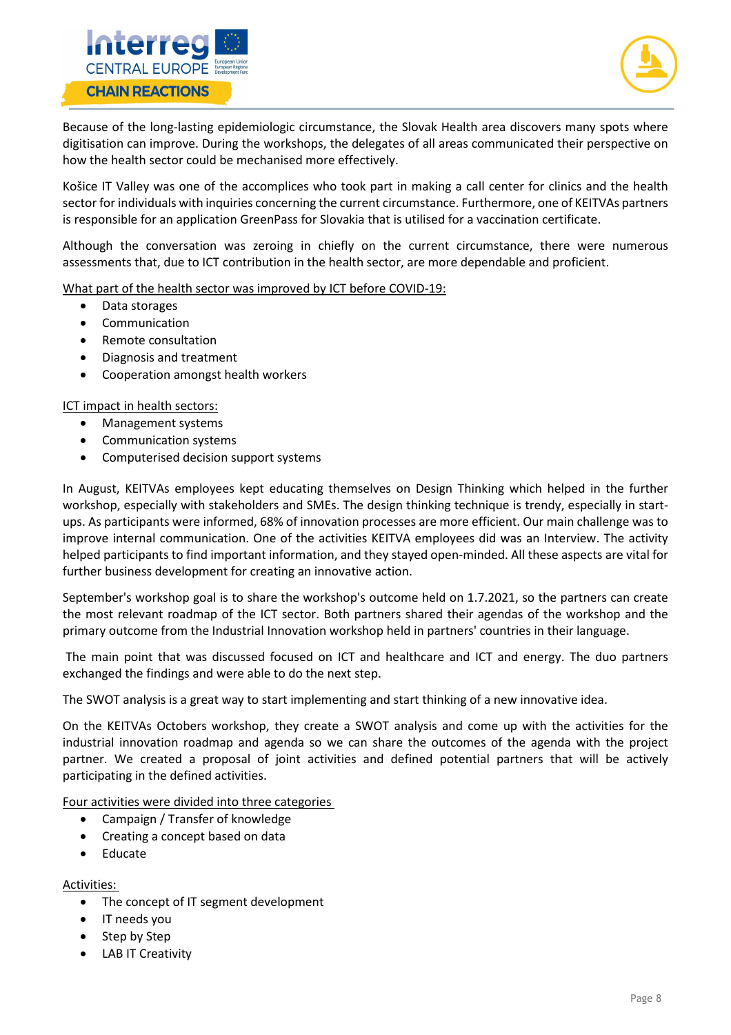Because of the long-lasting epidemiologic circumstance, the Slovak Health area discovers many spots where digitisation can improve. During the workshops, the delegates of all areas communicated their perspective on how the health sector could be mechanised more effectively.

Košice IT Valley was one of the accomplices who took part in making a call center for clinics and the health sector for individuals with inquiries concerning the current circumstance. Furthermore, one of KEITVAs partners is responsible for an application GreenPass for Slovakia that is utilised for a vaccination certificate.

Although the conversation was zeroing in chiefly on the current circumstance, there were numerous assessments that, due to ICT contribution in the health sector, are more dependable and proficient.

<u>What part of the health sector was improved by ICT before COVID-19:</u>

- Data storages
- Communication
- Remote consultation
- Diagnosis and treatment
- Cooperation amongst health workers

<u>ICT impact in health sectors:</u>

- Management systems
- Communication systems
- Computerised decision support systems

In August, KEITVAs employees kept educating themselves on Design Thinking which helped in the further workshop, especially with stakeholders and SMEs. The design thinking technique is trendy, especially in start-ups. As participants were informed, 68% of innovation processes are more efficient. Our main challenge was to improve internal communication. One of the activities KEITVA employees did was an Interview. The activity helped participants to find important information, and they stayed open-minded. All these aspects are vital for further business development for creating an innovative action.

September's workshop goal is to share the workshop's outcome held on 1.7.2021, so the partners can create the most relevant roadmap of the ICT sector. Both partners shared their agendas of the workshop and the primary outcome from the Industrial Innovation workshop held in partners' countries in their language.

The main point that was discussed focused on ICT and healthcare and ICT and energy. The duo partners exchanged the findings and were able to do the next step.

The SWOT analysis is a great way to start implementing and start thinking of a new innovative idea.

On the KEITVAs Octobers workshop, they create a SWOT analysis and come up with the activities for the industrial innovation roadmap and agenda so we can share the outcomes of the agenda with the project partner. We created a proposal of joint activities and defined potential partners that will be actively participating in the defined activities.

<u>Four activities were divided into three categories</u>

- Campaign / Transfer of knowledge
- Creating a concept based on data
- Educate

<u>Activities:</u>

- The concept of IT segment development
- IT needs you
- Step by Step
- LAB IT Creativity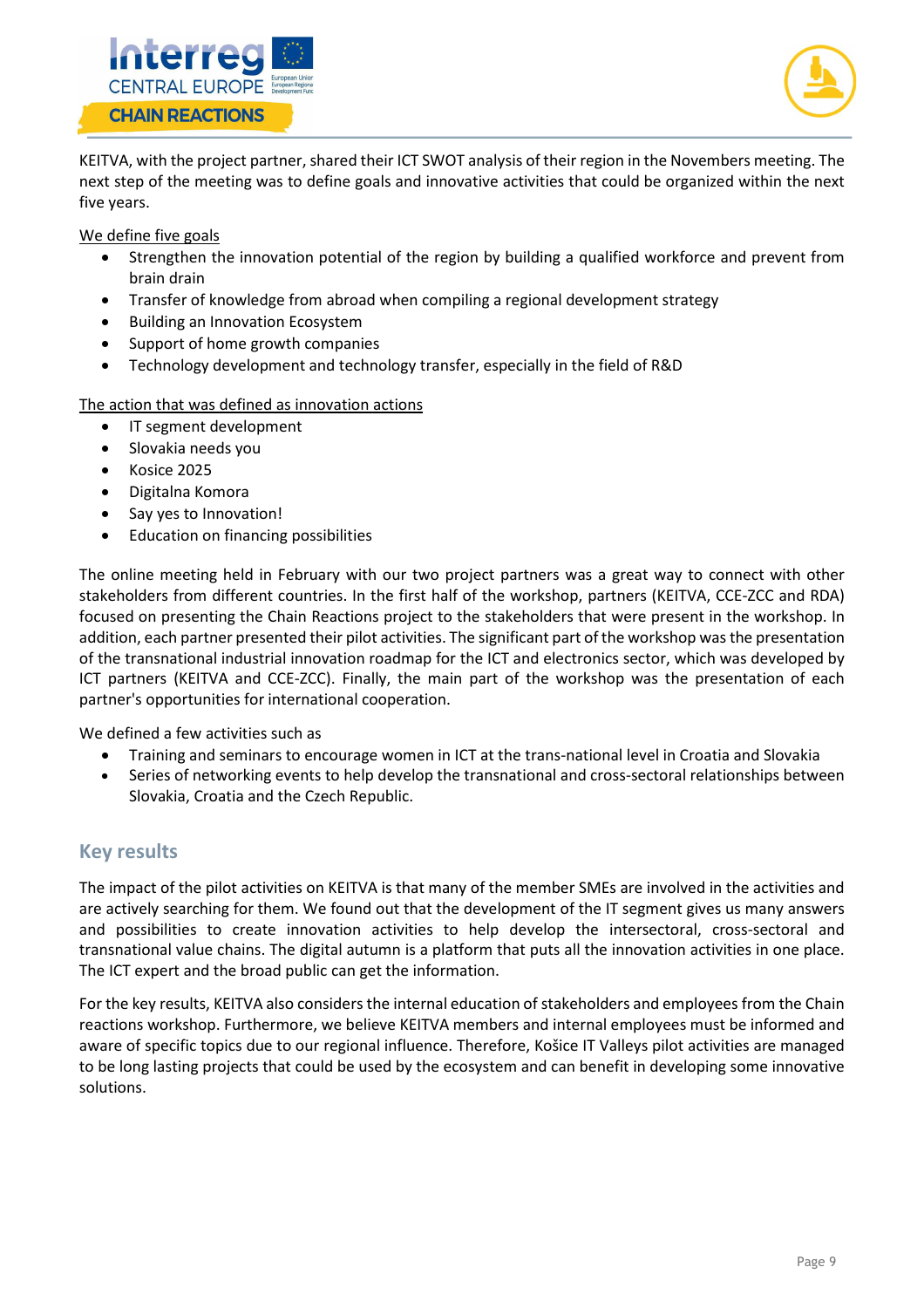KEITVA, with the project partner, shared their ICT SWOT analysis of their region in the Novembers meeting. The next step of the meeting was to define goals and innovative activities that could be organized within the next five years.

We define five goals

- Strengthen the innovation potential of the region by building a qualified workforce and prevent from brain drain
- Transfer of knowledge from abroad when compiling a regional development strategy
- Building an Innovation Ecosystem
- Support of home growth companies
- Technology development and technology transfer, especially in the field of R&D

The action that was defined as innovation actions

- IT segment development
- Slovakia needs you
- Kosice 2025
- Digitalna Komora
- Say yes to Innovation!
- Education on financing possibilities

The online meeting held in February with our two project partners was a great way to connect with other stakeholders from different countries. In the first half of the workshop, partners (KEITVA, CCE-ZCC and RDA) focused on presenting the Chain Reactions project to the stakeholders that were present in the workshop. In addition, each partner presented their pilot activities. The significant part of the workshop was the presentation of the transnational industrial innovation roadmap for the ICT and electronics sector, which was developed by ICT partners (KEITVA and CCE-ZCC). Finally, the main part of the workshop was the presentation of each partner's opportunities for international cooperation.

We defined a few activities such as

- Training and seminars to encourage women in ICT at the trans-national level in Croatia and Slovakia
- Series of networking events to help develop the transnational and cross-sectoral relationships between Slovakia, Croatia and the Czech Republic.

## Key results

The impact of the pilot activities on KEITVA is that many of the member SMEs are involved in the activities and are actively searching for them. We found out that the development of the IT segment gives us many answers and possibilities to create innovation activities to help develop the intersectoral, cross-sectoral and transnational value chains. The digital autumn is a platform that puts all the innovation activities in one place. The ICT expert and the broad public can get the information.

For the key results, KEITVA also considers the internal education of stakeholders and employees from the Chain reactions workshop. Furthermore, we believe KEITVA members and internal employees must be informed and aware of specific topics due to our regional influence. Therefore, Košice IT Valleys pilot activities are managed to be long lasting projects that could be used by the ecosystem and can benefit in developing some innovative solutions.